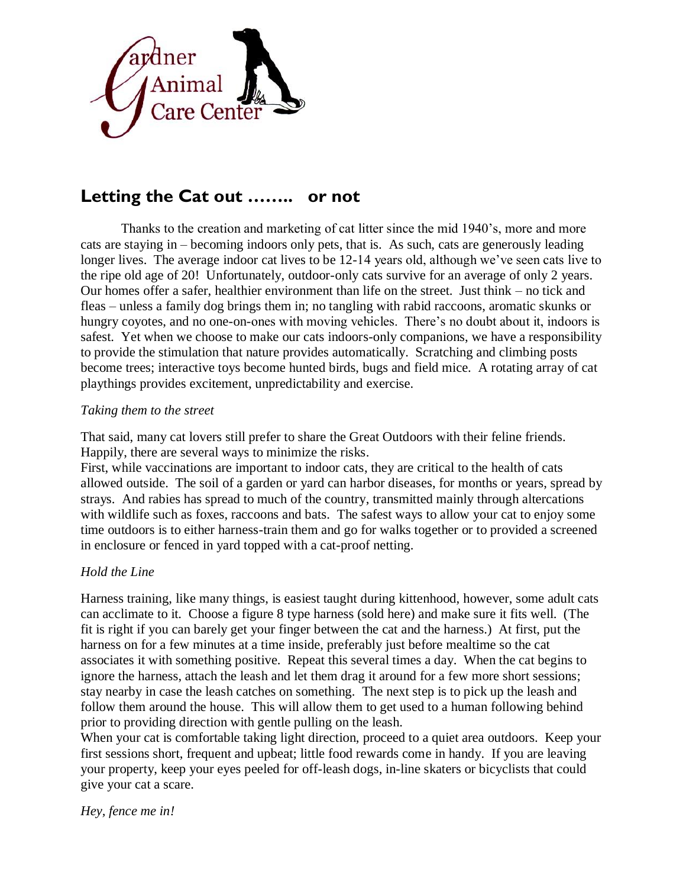Gardner Animal Care Center

# Letting the Cat out …….. or not

Thanks to the creation and marketing of cat litter since the mid 1940's, more and more cats are staying in – becoming indoors only pets, that is. As such, cats are generously leading longer lives. The average indoor cat lives to be 12-14 years old, although we've seen cats live to the ripe old age of 20! Unfortunately, outdoor-only cats survive for an average of only 2 years. Our homes offer a safer, healthier environment than life on the street. Just think – no tick and fleas – unless a family dog brings them in; no tangling with rabid raccoons, aromatic skunks or hungry coyotes, and no one-on-ones with moving vehicles. There's no doubt about it, indoors is safest. Yet when we choose to make our cats indoors-only companions, we have a responsibility to provide the stimulation that nature provides automatically. Scratching and climbing posts become trees; interactive toys become hunted birds, bugs and field mice. A rotating array of cat playthings provides excitement, unpredictability and exercise.

*Taking them to the street*

That said, many cat lovers still prefer to share the Great Outdoors with their feline friends. Happily, there are several ways to minimize the risks.

First, while vaccinations are important to indoor cats, they are critical to the health of cats allowed outside. The soil of a garden or yard can harbor diseases, for months or years, spread by strays. And rabies has spread to much of the country, transmitted mainly through altercations with wildlife such as foxes, raccoons and bats. The safest ways to allow your cat to enjoy some time outdoors is to either harness-train them and go for walks together or to provided a screened in enclosure or fenced in yard topped with a cat-proof netting.

*Hold the Line*

Harness training, like many things, is easiest taught during kittenhood, however, some adult cats can acclimate to it. Choose a figure 8 type harness (sold here) and make sure it fits well. (The fit is right if you can barely get your finger between the cat and the harness.) At first, put the harness on for a few minutes at a time inside, preferably just before mealtime so the cat associates it with something positive. Repeat this several times a day. When the cat begins to ignore the harness, attach the leash and let them drag it around for a few more short sessions; stay nearby in case the leash catches on something. The next step is to pick up the leash and follow them around the house. This will allow them to get used to a human following behind prior to providing direction with gentle pulling on the leash.

When your cat is comfortable taking light direction, proceed to a quiet area outdoors. Keep your first sessions short, frequent and upbeat; little food rewards come in handy. If you are leaving your property, keep your eyes peeled for off-leash dogs, in-line skaters or bicyclists that could give your cat a scare.

*Hey, fence me in!*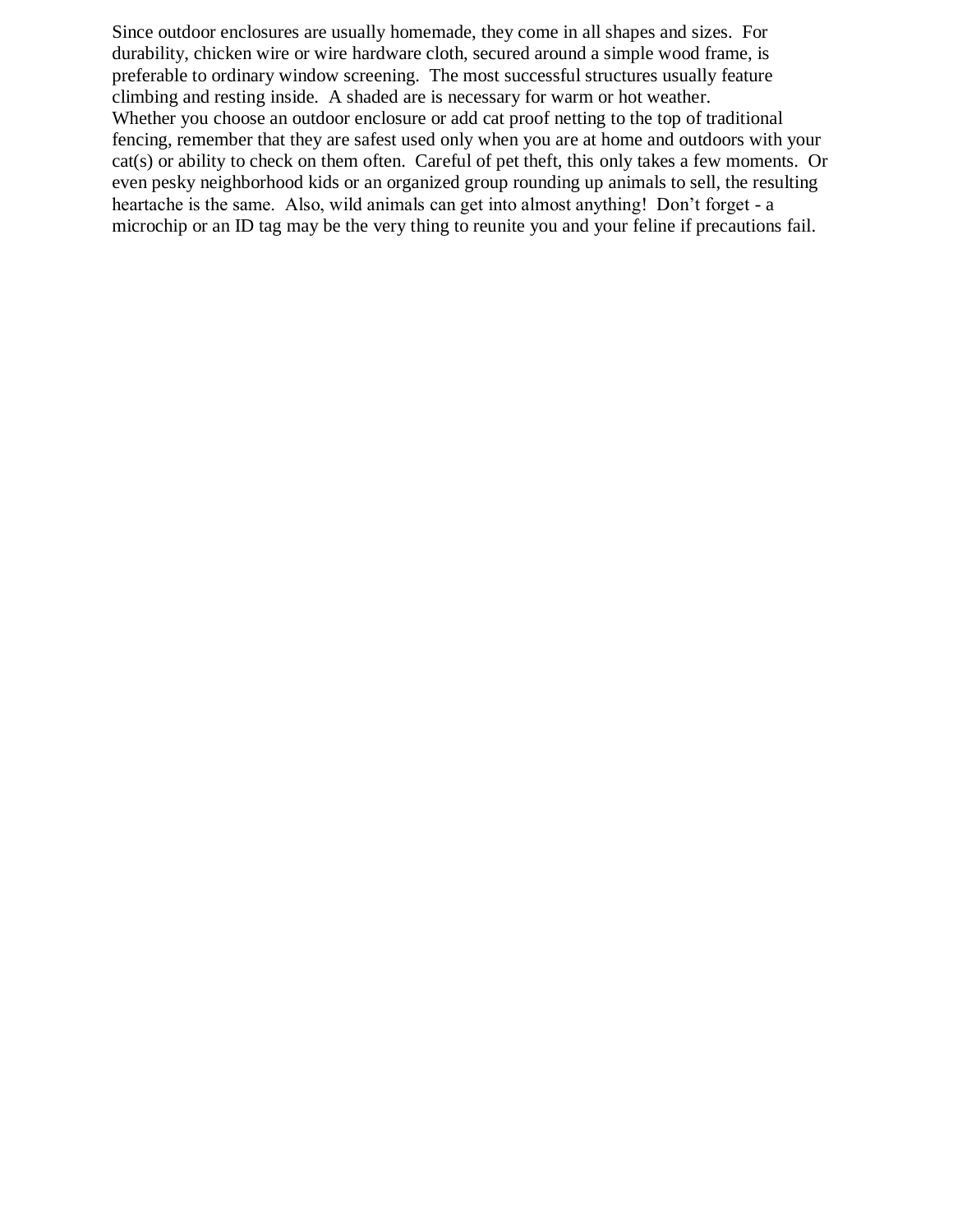Since outdoor enclosures are usually homemade, they come in all shapes and sizes. For durability, chicken wire or wire hardware cloth, secured around a simple wood frame, is preferable to ordinary window screening. The most successful structures usually feature climbing and resting inside. A shaded are is necessary for warm or hot weather.

Whether you choose an outdoor enclosure or add cat proof netting to the top of traditional fencing, remember that they are safest used only when you are at home and outdoors with your cat(s) or ability to check on them often. Careful of pet theft, this only takes a few moments. Or even pesky neighborhood kids or an organized group rounding up animals to sell, the resulting heartache is the same. Also, wild animals can get into almost anything! Don't forget - a microchip or an ID tag may be the very thing to reunite you and your feline if precautions fail.